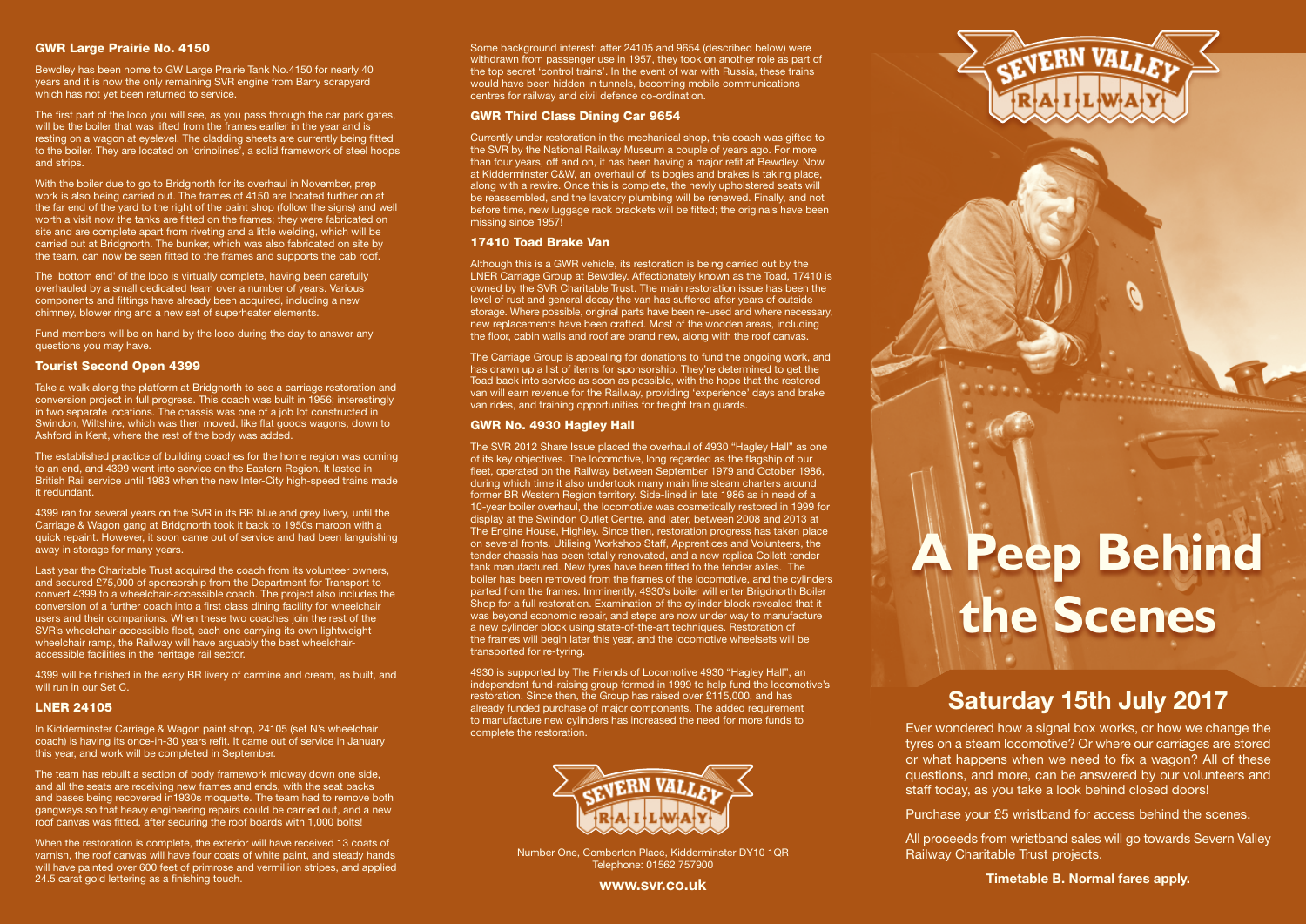### GWR Large Prairie No. 4150

Bewdley has been home to GW Large Prairie Tank No.4150 for nearly 40 years and it is now the only remaining SVR engine from Barry scrapyard which has not yet been returned to service.

The first part of the loco you will see, as you pass through the car park gates, will be the boiler that was lifted from the frames earlier in the year and is resting on a wagon at eyelevel. The cladding sheets are currently being fitted to the boiler. They are located on 'crinolines', a solid framework of steel hoops and strips.

With the boiler due to go to Bridgnorth for its overhaul in November, prep work is also being carried out. The frames of 4150 are located further on at the far end of the yard to the right of the paint shop (follow the signs) and well worth a visit now the tanks are fitted on the frames; they were fabricated on site and are complete apart from riveting and a little welding, which will be carried out at Bridgnorth. The bunker, which was also fabricated on site by the team, can now be seen fitted to the frames and supports the cab roof.

The 'bottom end' of the loco is virtually complete, having been carefully overhauled by a small dedicated team over a number of years. Various components and fittings have already been acquired, including a new chimney, blower ring and a new set of superheater elements.

Fund members will be on hand by the loco during the day to answer any questions you may have.

### Tourist Second Open 4399

Take a walk along the platform at Bridgnorth to see a carriage restoration and conversion project in full progress. This coach was built in 1956; interestingly in two separate locations. The chassis was one of a job lot constructed in Swindon, Wiltshire, which was then moved, like flat goods wagons, down to Ashford in Kent, where the rest of the body was added.

The established practice of building coaches for the home region was coming to an end, and 4399 went into service on the Eastern Region. It lasted in British Rail service until 1983 when the new Inter-City high-speed trains made it redundant.

4399 ran for several years on the SVR in its BR blue and grey livery, until the Carriage & Wagon gang at Bridgnorth took it back to 1950s maroon with a quick repaint. However, it soon came out of service and had been languishing away in storage for many years.

Last year the Charitable Trust acquired the coach from its volunteer owners, and secured £75,000 of sponsorship from the Department for Transport to convert 4399 to a wheelchair-accessible coach. The project also includes the conversion of a further coach into a first class dining facility for wheelchair users and their companions. When these two coaches join the rest of the SVR's wheelchair-accessible fleet, each one carrying its own lightweight wheelchair ramp, the Railway will have arguably the best wheelchair-accessible facilities in the heritage rail sector.

4399 will be finished in the early BR livery of carmine and cream, as built, and will run in our Set C.

### LNER 24105

In Kidderminster Carriage & Wagon paint shop, 24105 (set N's wheelchair coach) is having its once-in-30 years refit. It came out of service in January this year, and work will be completed in September.

The team has rebuilt a section of body framework midway down one side, and all the seats are receiving new frames and ends, with the seat backs and bases being recovered in1930s moquette. The team had to remove both gangways so that heavy engineering repairs could be carried out, and a new roof canvas was fitted, after securing the roof boards with 1,000 bolts!

When the restoration is complete, the exterior will have received 13 coats of varnish, the roof canvas will have four coats of white paint, and steady hands will have painted over 600 feet of primrose and vermillion stripes, and applied 24.5 carat gold lettering as a finishing touch.

Some background interest: after 24105 and 9654 (described below) were withdrawn from passenger use in 1957, they took on another role as part of the top secret 'control trains'. In the event of war with Russia, these trains would have been hidden in tunnels, becoming mobile communications centres for railway and civil defence co-ordination.

### GWR Third Class Dining Car 9654

Currently under restoration in the mechanical shop, this coach was gifted to the SVR by the National Railway Museum a couple of years ago. For more than four years, off and on, it has been having a major refit at Bewdley. Now at Kidderminster C&W, an overhaul of its bogies and brakes is taking place, along with a rewire. Once this is complete, the newly upholstered seats will be reassembled, and the lavatory plumbing will be renewed. Finally, and not before time, new luggage rack brackets will be fitted; the originals have been missing since 1957!

### 17410 Toad Brake Van

Although this is a GWR vehicle, its restoration is being carried out by the LNER Carriage Group at Bewdley. Affectionately known as the Toad, 17410 is owned by the SVR Charitable Trust. The main restoration issue has been the level of rust and general decay the van has suffered after years of outside storage. Where possible, original parts have been re-used and where necessary, new replacements have been crafted. Most of the wooden areas, including the floor, cabin walls and roof are brand new, along with the roof canvas.

The Carriage Group is appealing for donations to fund the ongoing work, and has drawn up a list of items for sponsorship. They're determined to get the Toad back into service as soon as possible, with the hope that the restored van will earn revenue for the Railway, providing 'experience' days and brake van rides, and training opportunities for freight train guards.

### GWR No. 4930 Hagley Hall

The SVR 2012 Share Issue placed the overhaul of 4930 "Hagley Hall" as one of its key objectives. The locomotive, long regarded as the flagship of our fleet, operated on the Railway between September 1979 and October 1986, during which time it also undertook many main line steam charters around former BR Western Region territory. Side-lined in late 1986 as in need of a 10-year boiler overhaul, the locomotive was cosmetically restored in 1999 for display at the Swindon Outlet Centre, and later, between 2008 and 2013 at The Engine House, Highley. Since then, restoration progress has taken place on several fronts. Utilising Workshop Staff, Apprentices and Volunteers, the tender chassis has been totally renovated, and a new replica Collett tender tank manufactured. New tyres have been fitted to the tender axles. The boiler has been removed from the frames of the locomotive, and the cylinders parted from the frames. Imminently, 4930's boiler will enter Brigdnorth Boiler Shop for a full restoration. Examination of the cylinder block revealed that it was beyond economic repair, and steps are now under way to manufacture a new cylinder block using state-of-the-art techniques. Restoration of the frames will begin later this year, and the locomotive wheelsets will be transported for re-tyring.

4930 is supported by The Friends of Locomotive 4930 "Hagley Hall", an independent fund-raising group formed in 1999 to help fund the locomotive's restoration. Since then, the Group has raised over £115,000, and has already funded purchase of major components. The added requirement to manufacture new cylinders has increased the need for more funds to complete the restoration.

SEVERN VALLEY RAILWAY

Number One, Comberton Place, Kidderminster DY10 1QR
Telephone: 01562 757900

**www.svr.co.uk**

SEVERN VALLEY RAILWAY

# A Peep Behind the Scenes

## Saturday 15th July 2017

Ever wondered how a signal box works, or how we change the tyres on a steam locomotive? Or where our carriages are stored or what happens when we need to fix a wagon? All of these questions, and more, can be answered by our volunteers and staff today, as you take a look behind closed doors!

Purchase your £5 wristband for access behind the scenes.

All proceeds from wristband sales will go towards Severn Valley Railway Charitable Trust projects.

**Timetable B. Normal fares apply.**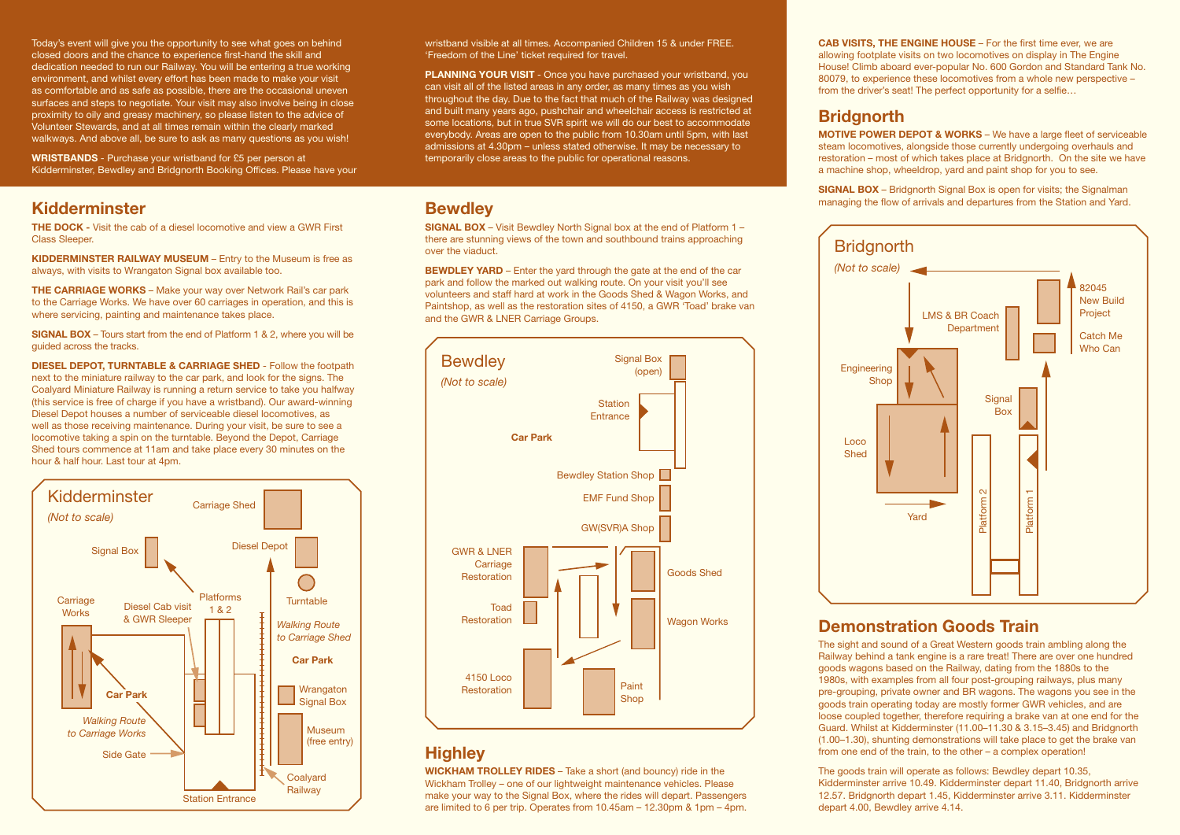Today's event will give you the opportunity to see what goes on behind closed doors and the chance to experience first-hand the skill and dedication needed to run our Railway. You will be entering a true working environment, and whilst every effort has been made to make your visit as comfortable and as safe as possible, there are the occasional uneven surfaces and steps to negotiate. Your visit may also involve being in close proximity to oily and greasy machinery, so please listen to the advice of Volunteer Stewards, and at all times remain within the clearly marked walkways. And above all, be sure to ask as many questions as you wish!

**WRISTBANDS** - Purchase your wristband for £5 per person at Kidderminster, Bewdley and Bridgnorth Booking Offices. Please have your wristband visible at all times. Accompanied Children 15 & under FREE. 'Freedom of the Line' ticket required for travel.

**PLANNING YOUR VISIT** - Once you have purchased your wristband, you can visit all of the listed areas in any order, as many times as you wish throughout the day. Due to the fact that much of the Railway was designed and built many years ago, pushchair and wheelchair access is restricted at some locations, but in true SVR spirit we will do our best to accommodate everybody. Areas are open to the public from 10.30am until 5pm, with last admissions at 4.30pm – unless stated otherwise. It may be necessary to temporarily close areas to the public for operational reasons.

## Kidderminster

**THE DOCK** - Visit the cab of a diesel locomotive and view a GWR First Class Sleeper.

**KIDDERMINSTER RAILWAY MUSEUM** – Entry to the Museum is free as always, with visits to Wrangaton Signal box available too.

**THE CARRIAGE WORKS** – Make your way over Network Rail's car park to the Carriage Works. We have over 60 carriages in operation, and this is where servicing, painting and maintenance takes place.

**SIGNAL BOX** – Tours start from the end of Platform 1 & 2, where you will be guided across the tracks.

**DIESEL DEPOT, TURNTABLE & CARRIAGE SHED** - Follow the footpath next to the miniature railway to the car park, and look for the signs. The Coalyard Miniature Railway is running a return service to take you halfway (this service is free of charge if you have a wristband). Our award-winning Diesel Depot houses a number of serviceable diesel locomotives, as well as those receiving maintenance. During your visit, be sure to see a locomotive taking a spin on the turntable. Beyond the Depot, Carriage Shed tours commence at 11am and take place every 30 minutes on the hour & half hour. Last tour at 4pm.

Kidderminster
*(Not to scale)*
Carriage Shed
Signal Box
Diesel Depot
Platforms 1 & 2
Carriage Works
Diesel Cab visit & GWR Sleeper
Turntable
*Walking Route to Carriage Shed*
Car Park
Car Park
Wrangaton Signal Box
*Walking Route to Carriage Works*
Museum (free entry)
Side Gate
Coalyard Railway
Station Entrance

## Bewdley

**SIGNAL BOX** – Visit Bewdley North Signal box at the end of Platform 1 – there are stunning views of the town and southbound trains approaching over the viaduct.

**BEWDLEY YARD** – Enter the yard through the gate at the end of the car park and follow the marked out walking route. On your visit you'll see volunteers and staff hard at work in the Goods Shed & Wagon Works, and Paintshop, as well as the restoration sites of 4150, a GWR 'Toad' brake van and the GWR & LNER Carriage Groups.

Bewdley
*(Not to scale)*
Signal Box (open)
Station Entrance
Car Park
Bewdley Station Shop
EMF Fund Shop
GW(SVR)A Shop
GWR & LNER Carriage Restoration
Goods Shed
Toad Restoration
Wagon Works
4150 Loco Restoration
Paint Shop

## Highley

**WICKHAM TROLLEY RIDES** – Take a short (and bouncy) ride in the Wickham Trolley – one of our lightweight maintenance vehicles. Please make your way to the Signal Box, where the rides will depart. Passengers are limited to 6 per trip. Operates from 10.45am – 12.30pm & 1pm – 4pm.

**CAB VISITS, THE ENGINE HOUSE** – For the first time ever, we are allowing footplate visits on two locomotives on display in The Engine House! Climb aboard ever-popular No. 600 Gordon and Standard Tank No. 80079, to experience these locomotives from a whole new perspective – from the driver's seat! The perfect opportunity for a selfie…

## Bridgnorth

**MOTIVE POWER DEPOT & WORKS** – We have a large fleet of serviceable steam locomotives, alongside those currently undergoing overhauls and restoration – most of which takes place at Bridgnorth. On the site we have a machine shop, wheeldrop, yard and paint shop for you to see.

**SIGNAL BOX** – Bridgnorth Signal Box is open for visits; the Signalman managing the flow of arrivals and departures from the Station and Yard.

Bridgnorth
*(Not to scale)*
82045 New Build Project
LMS & BR Coach Department
Catch Me Who Can
Engineering Shop
Signal Box
Loco Shed
Yard
Platform 2
Platform 1

## Demonstration Goods Train

The sight and sound of a Great Western goods train ambling along the Railway behind a tank engine is a rare treat! There are over one hundred goods wagons based on the Railway, dating from the 1880s to the 1980s, with examples from all four post-grouping railways, plus many pre-grouping, private owner and BR wagons. The wagons you see in the goods train operating today are mostly former GWR vehicles, and are loose coupled together, therefore requiring a brake van at one end for the Guard. Whilst at Kidderminster (11.00–11.30 & 3.15–3.45) and Bridgnorth (1.00–1.30), shunting demonstrations will take place to get the brake van from one end of the train, to the other – a complex operation!

The goods train will operate as follows: Bewdley depart 10.35, Kidderminster arrive 10.49. Kidderminster depart 11.40, Bridgnorth arrive 12.57. Bridgnorth depart 1.45, Kidderminster arrive 3.11. Kidderminster depart 4.00, Bewdley arrive 4.14.